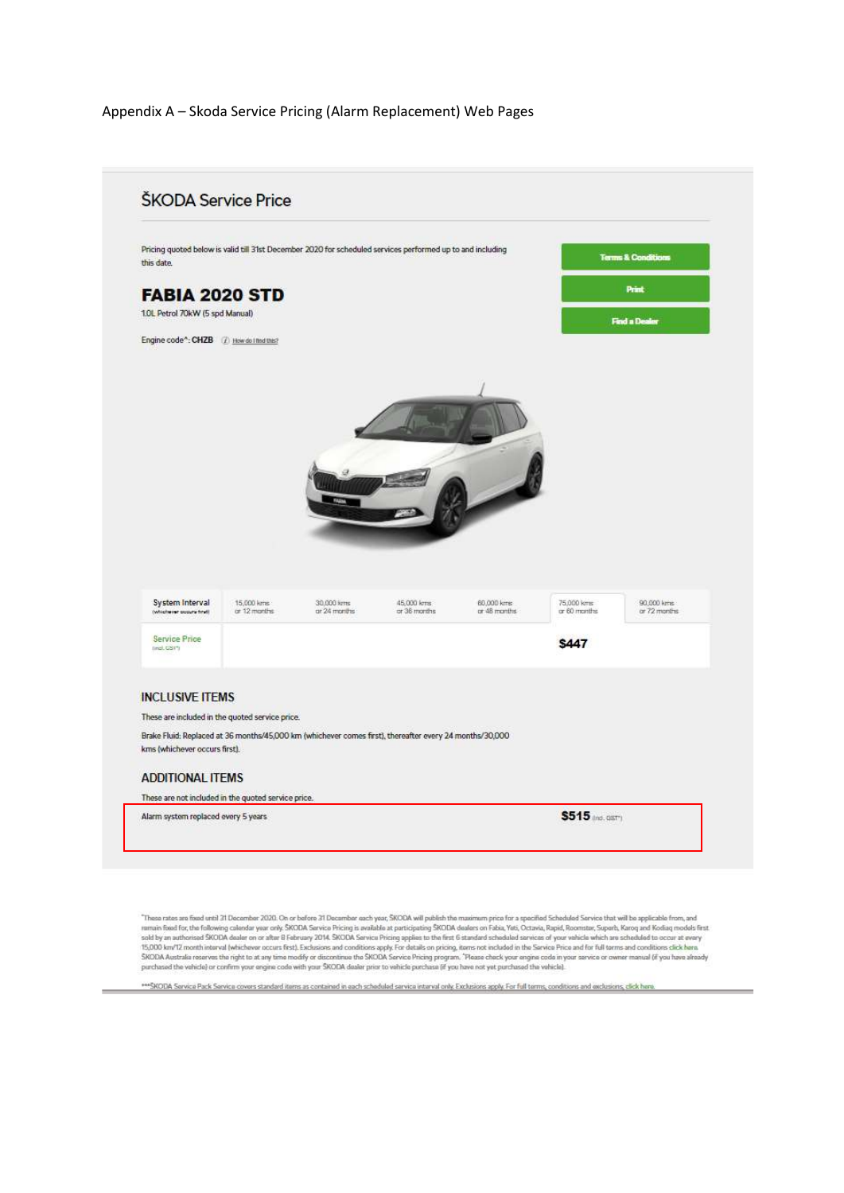Appendix A – Skoda Service Pricing (Alarm Replacement) Web Pages

## ŠKODA Service Price

Pricing quoted below is valid till 31st December 2020 for scheduled services performed up to and including this date.

Terms & Conditions

Print

Find a Dealer

### FABIA 2020 STD

1.0L Petrol 70kW (5 spd Manual)

Engine code^: CHZB How do I find this?

| System Interval (whichever occurs first) | 15,000 kms or 12 months | 30,000 kms or 24 months | 45,000 kms or 36 months | 60,000 kms or 48 months | 75,000 kms or 60 months | 90,000 kms or 72 months |
|---|---|---|---|---|---|---|
| Service Price (incl. GST*) | | | | | $447 | |

### INCLUSIVE ITEMS

These are included in the quoted service price.

Brake Fluid: Replaced at 36 months/45,000 km (whichever comes first), thereafter every 24 months/30,000 kms (whichever occurs first).

### ADDITIONAL ITEMS

These are not included in the quoted service price.

| | |
|---|---|
| Alarm system replaced every 5 years | $515 (incl. GST*) |

*These rates are fixed until 31 December 2020. On or before 31 December each year, ŠKODA will publish the maximum price for a specified Scheduled Service that will be applicable from, and remain fixed for, the following calendar year only. ŠKODA Service Pricing is available at participating ŠKODA dealers on Fabia, Yeti, Octavia, Rapid, Roomster, Superb, Karoq and Kodiaq models first sold by an authorised ŠKODA dealer on or after 8 February 2014. ŠKODA Service Pricing applies to the first 6 standard scheduled services of your vehicle which are scheduled to occur at every 15,000 km/12 month interval (whichever occurs first). Exclusions and conditions apply. For details on pricing, items not included in the Service Price and for full terms and conditions click here. ŠKODA Australia reserves the right to at any time modify or discontinue the ŠKODA Service Pricing program. ^Please check your engine code in your service or owner manual (if you have already purchased the vehicle) or confirm your engine code with your ŠKODA dealer prior to vehicle purchase (if you have not yet purchased the vehicle).

***ŠKODA Service Pack Service covers standard items as contained in each scheduled service interval only. Exclusions apply. For full terms, conditions and exclusions, click here.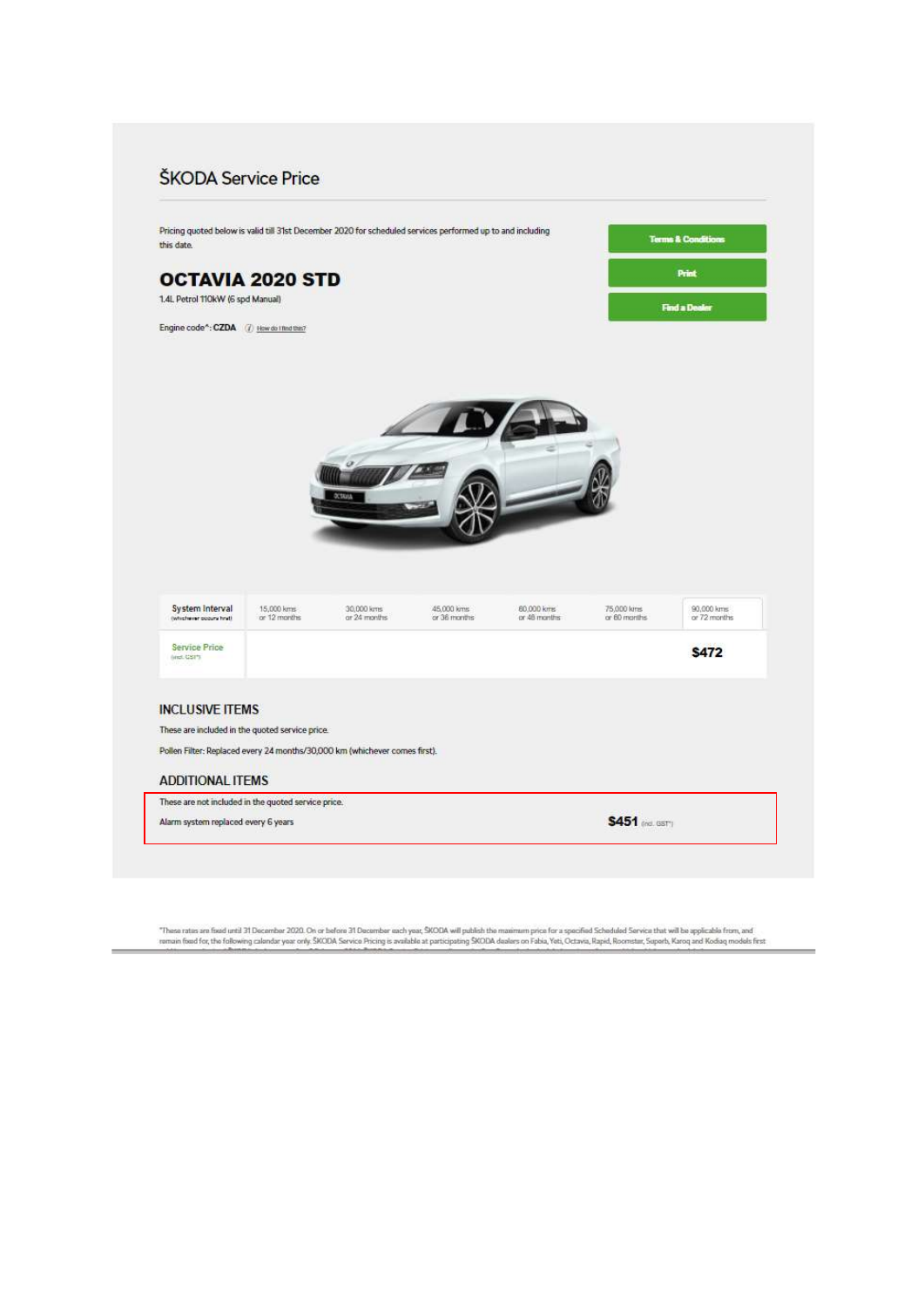## ŠKODA Service Price

Pricing quoted below is valid till 31st December 2020 for scheduled services performed up to and including this date.

Terms & Conditions

Print

Find a Dealer

# OCTAVIA 2020 STD

1.4L Petrol 110kW (6 spd Manual)

Engine code^: CZDA  How do I find this?

| System Interval (whichever occurs first) | 15,000 kms or 12 months | 30,000 kms or 24 months | 45,000 kms or 36 months | 60,000 kms or 48 months | 75,000 kms or 60 months | 90,000 kms or 72 months |
|---|---|---|---|---|---|---|
| Service Price (incl. GST*) | | | | | | $472 |

### INCLUSIVE ITEMS

These are included in the quoted service price.

Pollen Filter: Replaced every 24 months/30,000 km (whichever comes first).

### ADDITIONAL ITEMS

These are not included in the quoted service price.

Alarm system replaced every 6 years $451 (incl. GST*)

*These rates are fixed until 31 December 2020. On or before 31 December each year, ŠKODA will publish the maximum price for a specified Scheduled Service that will be applicable from, and remain fixed for, the following calendar year only. ŠKODA Service Pricing is available at participating ŠKODA dealers on Fabia, Yeti, Octavia, Rapid, Roomster, Superb, Karoq and Kodiaq models first